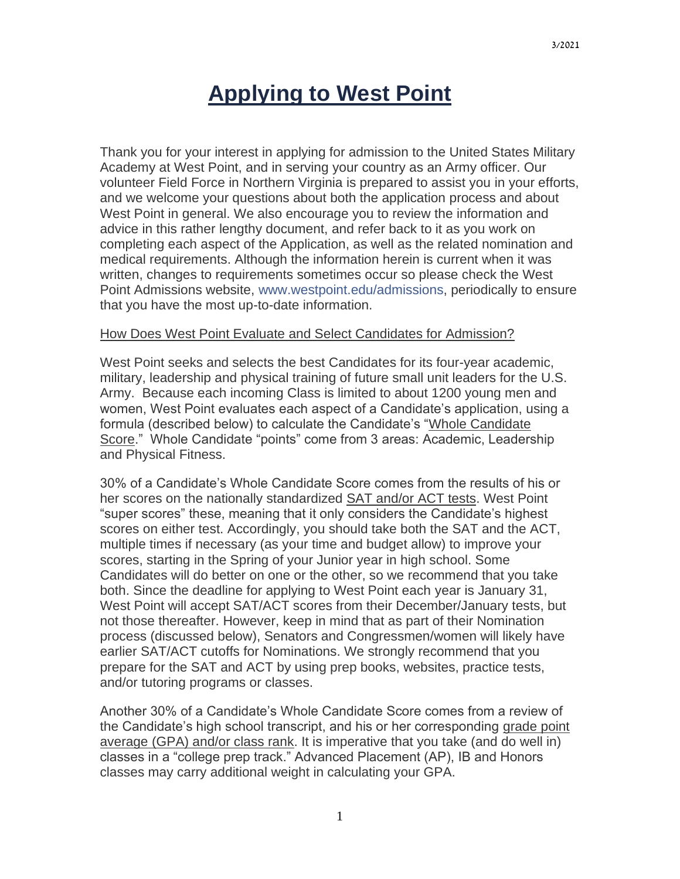# Applying to West Point

Thank you for your interest in applying for admission to the United States Military Academy at West Point, and in serving your country as an Army officer. Our volunteer Field Force in Northern Virginia is prepared to assist you in your efforts, and we welcome your questions about both the application process and about West Point in general. We also encourage you to review the information and advice in this rather lengthy document, and refer back to it as you work on completing each aspect of the Application, as well as the related nomination and medical requirements. Although the information herein is current when it was written, changes to requirements sometimes occur so please check the West Point Admissions website, www.westpoint.edu/admissions, periodically to ensure that you have the most up-to-date information.

How Does West Point Evaluate and Select Candidates for Admission?

West Point seeks and selects the best Candidates for its four-year academic, military, leadership and physical training of future small unit leaders for the U.S. Army. Because each incoming Class is limited to about 1200 young men and women, West Point evaluates each aspect of a Candidate's application, using a formula (described below) to calculate the Candidate's "Whole Candidate Score." Whole Candidate "points" come from 3 areas: Academic, Leadership and Physical Fitness.

30% of a Candidate's Whole Candidate Score comes from the results of his or her scores on the nationally standardized SAT and/or ACT tests. West Point "super scores" these, meaning that it only considers the Candidate's highest scores on either test. Accordingly, you should take both the SAT and the ACT, multiple times if necessary (as your time and budget allow) to improve your scores, starting in the Spring of your Junior year in high school. Some Candidates will do better on one or the other, so we recommend that you take both. Since the deadline for applying to West Point each year is January 31, West Point will accept SAT/ACT scores from their December/January tests, but not those thereafter. However, keep in mind that as part of their Nomination process (discussed below), Senators and Congressmen/women will likely have earlier SAT/ACT cutoffs for Nominations. We strongly recommend that you prepare for the SAT and ACT by using prep books, websites, practice tests, and/or tutoring programs or classes.

Another 30% of a Candidate's Whole Candidate Score comes from a review of the Candidate's high school transcript, and his or her corresponding grade point average (GPA) and/or class rank. It is imperative that you take (and do well in) classes in a "college prep track." Advanced Placement (AP), IB and Honors classes may carry additional weight in calculating your GPA.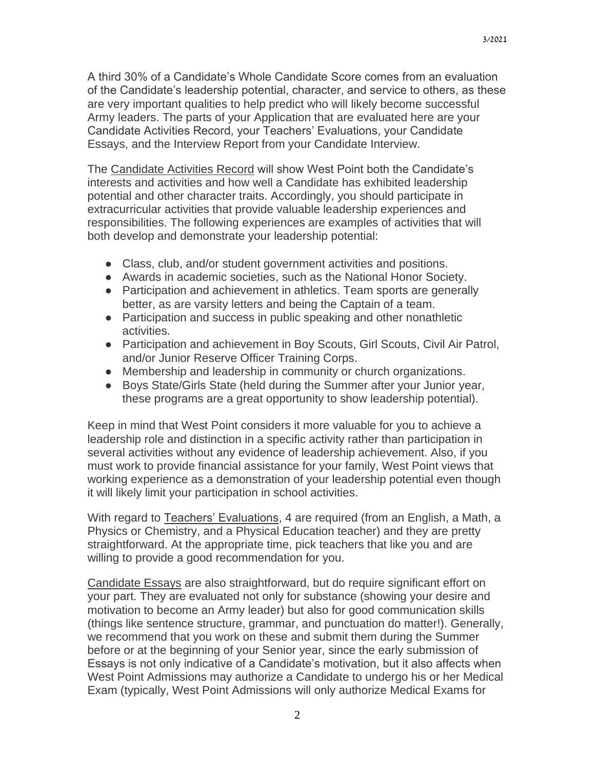A third 30% of a Candidate's Whole Candidate Score comes from an evaluation of the Candidate's leadership potential, character, and service to others, as these are very important qualities to help predict who will likely become successful Army leaders. The parts of your Application that are evaluated here are your Candidate Activities Record, your Teachers' Evaluations, your Candidate Essays, and the Interview Report from your Candidate Interview.

The Candidate Activities Record will show West Point both the Candidate's interests and activities and how well a Candidate has exhibited leadership potential and other character traits. Accordingly, you should participate in extracurricular activities that provide valuable leadership experiences and responsibilities. The following experiences are examples of activities that will both develop and demonstrate your leadership potential:

- Class, club, and/or student government activities and positions.
- Awards in academic societies, such as the National Honor Society.
- Participation and achievement in athletics. Team sports are generally better, as are varsity letters and being the Captain of a team.
- Participation and success in public speaking and other nonathletic activities.
- Participation and achievement in Boy Scouts, Girl Scouts, Civil Air Patrol, and/or Junior Reserve Officer Training Corps.
- Membership and leadership in community or church organizations.
- Boys State/Girls State (held during the Summer after your Junior year, these programs are a great opportunity to show leadership potential).

Keep in mind that West Point considers it more valuable for you to achieve a leadership role and distinction in a specific activity rather than participation in several activities without any evidence of leadership achievement. Also, if you must work to provide financial assistance for your family, West Point views that working experience as a demonstration of your leadership potential even though it will likely limit your participation in school activities.

With regard to Teachers' Evaluations, 4 are required (from an English, a Math, a Physics or Chemistry, and a Physical Education teacher) and they are pretty straightforward. At the appropriate time, pick teachers that like you and are willing to provide a good recommendation for you.

Candidate Essays are also straightforward, but do require significant effort on your part. They are evaluated not only for substance (showing your desire and motivation to become an Army leader) but also for good communication skills (things like sentence structure, grammar, and punctuation do matter!). Generally, we recommend that you work on these and submit them during the Summer before or at the beginning of your Senior year, since the early submission of Essays is not only indicative of a Candidate's motivation, but it also affects when West Point Admissions may authorize a Candidate to undergo his or her Medical Exam (typically, West Point Admissions will only authorize Medical Exams for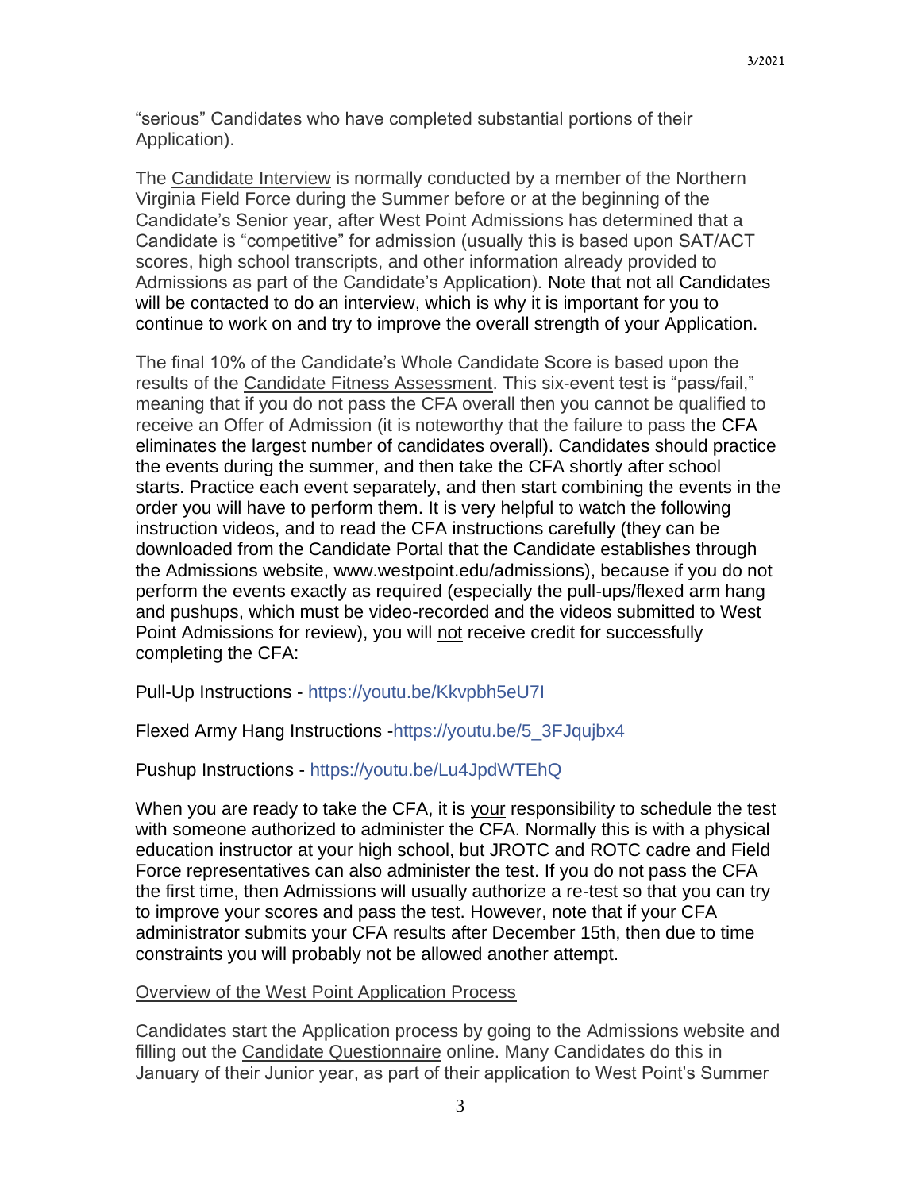"serious" Candidates who have completed substantial portions of their Application).

The Candidate Interview is normally conducted by a member of the Northern Virginia Field Force during the Summer before or at the beginning of the Candidate's Senior year, after West Point Admissions has determined that a Candidate is "competitive" for admission (usually this is based upon SAT/ACT scores, high school transcripts, and other information already provided to Admissions as part of the Candidate's Application). Note that not all Candidates will be contacted to do an interview, which is why it is important for you to continue to work on and try to improve the overall strength of your Application.

The final 10% of the Candidate's Whole Candidate Score is based upon the results of the Candidate Fitness Assessment. This six-event test is "pass/fail," meaning that if you do not pass the CFA overall then you cannot be qualified to receive an Offer of Admission (it is noteworthy that the failure to pass the CFA eliminates the largest number of candidates overall). Candidates should practice the events during the summer, and then take the CFA shortly after school starts. Practice each event separately, and then start combining the events in the order you will have to perform them. It is very helpful to watch the following instruction videos, and to read the CFA instructions carefully (they can be downloaded from the Candidate Portal that the Candidate establishes through the Admissions website, www.westpoint.edu/admissions), because if you do not perform the events exactly as required (especially the pull-ups/flexed arm hang and pushups, which must be video-recorded and the videos submitted to West Point Admissions for review), you will not receive credit for successfully completing the CFA:

Pull-Up Instructions - https://youtu.be/Kkvpbh5eU7I

Flexed Army Hang Instructions -https://youtu.be/5_3FJqujbx4

Pushup Instructions - https://youtu.be/Lu4JpdWTEhQ

When you are ready to take the CFA, it is your responsibility to schedule the test with someone authorized to administer the CFA. Normally this is with a physical education instructor at your high school, but JROTC and ROTC cadre and Field Force representatives can also administer the test. If you do not pass the CFA the first time, then Admissions will usually authorize a re-test so that you can try to improve your scores and pass the test. However, note that if your CFA administrator submits your CFA results after December 15th, then due to time constraints you will probably not be allowed another attempt.

## Overview of the West Point Application Process

Candidates start the Application process by going to the Admissions website and filling out the Candidate Questionnaire online. Many Candidates do this in January of their Junior year, as part of their application to West Point's Summer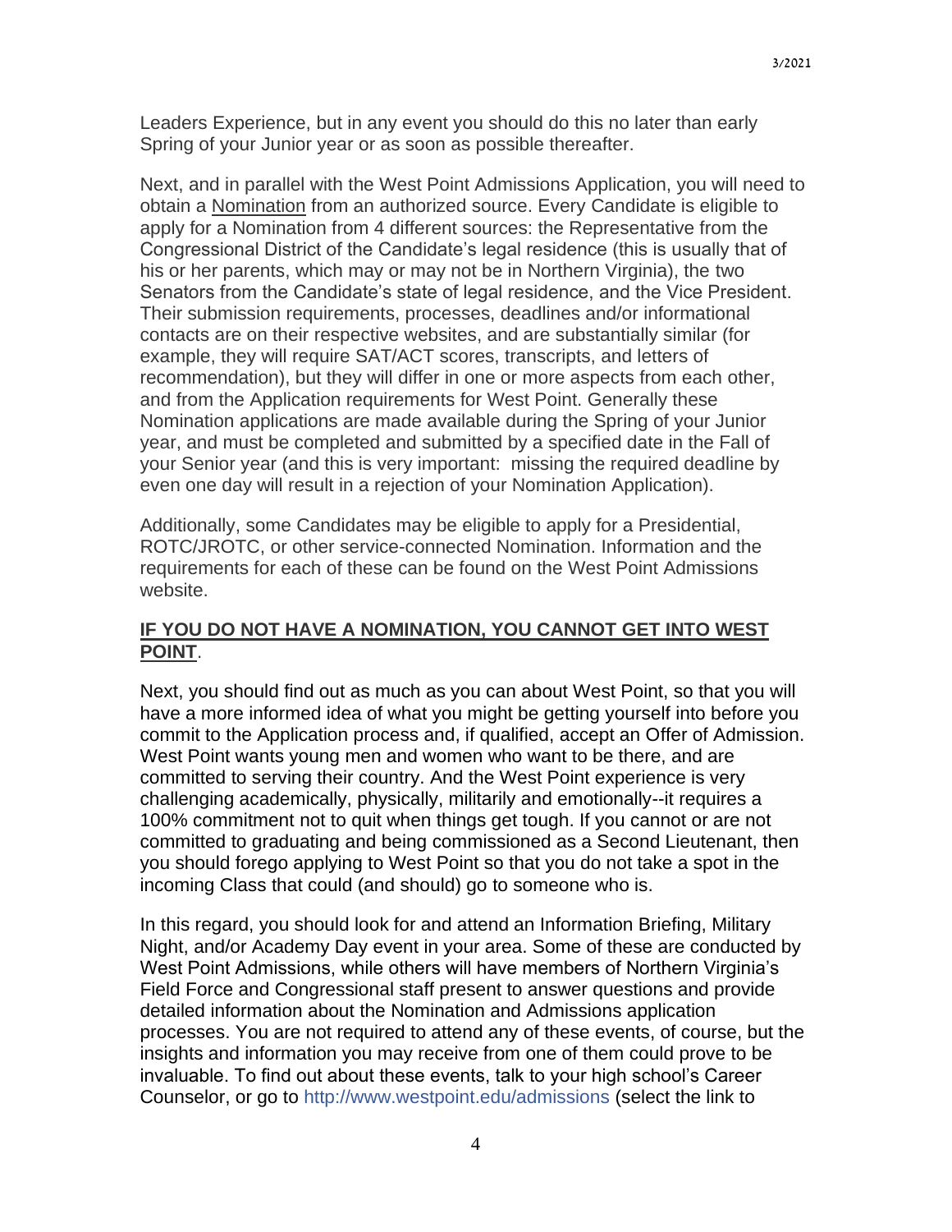Leaders Experience, but in any event you should do this no later than early Spring of your Junior year or as soon as possible thereafter.

Next, and in parallel with the West Point Admissions Application, you will need to obtain a Nomination from an authorized source. Every Candidate is eligible to apply for a Nomination from 4 different sources: the Representative from the Congressional District of the Candidate's legal residence (this is usually that of his or her parents, which may or may not be in Northern Virginia), the two Senators from the Candidate's state of legal residence, and the Vice President. Their submission requirements, processes, deadlines and/or informational contacts are on their respective websites, and are substantially similar (for example, they will require SAT/ACT scores, transcripts, and letters of recommendation), but they will differ in one or more aspects from each other, and from the Application requirements for West Point. Generally these Nomination applications are made available during the Spring of your Junior year, and must be completed and submitted by a specified date in the Fall of your Senior year (and this is very important: missing the required deadline by even one day will result in a rejection of your Nomination Application).

Additionally, some Candidates may be eligible to apply for a Presidential, ROTC/JROTC, or other service-connected Nomination. Information and the requirements for each of these can be found on the West Point Admissions website.

**IF YOU DO NOT HAVE A NOMINATION, YOU CANNOT GET INTO WEST POINT**.

Next, you should find out as much as you can about West Point, so that you will have a more informed idea of what you might be getting yourself into before you commit to the Application process and, if qualified, accept an Offer of Admission. West Point wants young men and women who want to be there, and are committed to serving their country. And the West Point experience is very challenging academically, physically, militarily and emotionally--it requires a 100% commitment not to quit when things get tough. If you cannot or are not committed to graduating and being commissioned as a Second Lieutenant, then you should forego applying to West Point so that you do not take a spot in the incoming Class that could (and should) go to someone who is.

In this regard, you should look for and attend an Information Briefing, Military Night, and/or Academy Day event in your area. Some of these are conducted by West Point Admissions, while others will have members of Northern Virginia's Field Force and Congressional staff present to answer questions and provide detailed information about the Nomination and Admissions application processes. You are not required to attend any of these events, of course, but the insights and information you may receive from one of them could prove to be invaluable. To find out about these events, talk to your high school's Career Counselor, or go to http://www.westpoint.edu/admissions (select the link to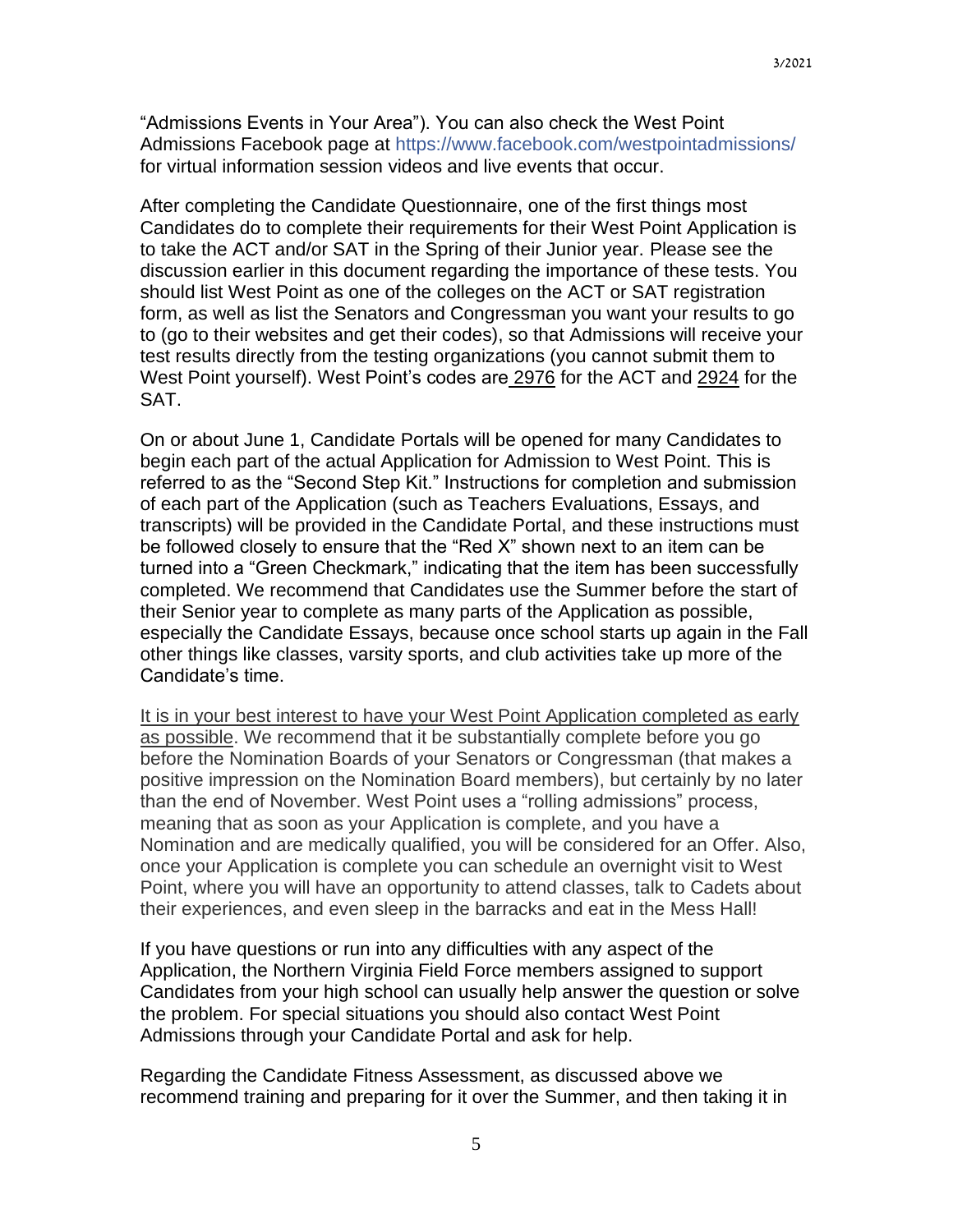"Admissions Events in Your Area"). You can also check the West Point Admissions Facebook page at https://www.facebook.com/westpointadmissions/ for virtual information session videos and live events that occur.

After completing the Candidate Questionnaire, one of the first things most Candidates do to complete their requirements for their West Point Application is to take the ACT and/or SAT in the Spring of their Junior year. Please see the discussion earlier in this document regarding the importance of these tests. You should list West Point as one of the colleges on the ACT or SAT registration form, as well as list the Senators and Congressman you want your results to go to (go to their websites and get their codes), so that Admissions will receive your test results directly from the testing organizations (you cannot submit them to West Point yourself). West Point's codes are 2976 for the ACT and 2924 for the SAT.

On or about June 1, Candidate Portals will be opened for many Candidates to begin each part of the actual Application for Admission to West Point. This is referred to as the "Second Step Kit." Instructions for completion and submission of each part of the Application (such as Teachers Evaluations, Essays, and transcripts) will be provided in the Candidate Portal, and these instructions must be followed closely to ensure that the "Red X" shown next to an item can be turned into a "Green Checkmark," indicating that the item has been successfully completed. We recommend that Candidates use the Summer before the start of their Senior year to complete as many parts of the Application as possible, especially the Candidate Essays, because once school starts up again in the Fall other things like classes, varsity sports, and club activities take up more of the Candidate's time.

It is in your best interest to have your West Point Application completed as early as possible. We recommend that it be substantially complete before you go before the Nomination Boards of your Senators or Congressman (that makes a positive impression on the Nomination Board members), but certainly by no later than the end of November. West Point uses a "rolling admissions" process, meaning that as soon as your Application is complete, and you have a Nomination and are medically qualified, you will be considered for an Offer. Also, once your Application is complete you can schedule an overnight visit to West Point, where you will have an opportunity to attend classes, talk to Cadets about their experiences, and even sleep in the barracks and eat in the Mess Hall!

If you have questions or run into any difficulties with any aspect of the Application, the Northern Virginia Field Force members assigned to support Candidates from your high school can usually help answer the question or solve the problem. For special situations you should also contact West Point Admissions through your Candidate Portal and ask for help.

Regarding the Candidate Fitness Assessment, as discussed above we recommend training and preparing for it over the Summer, and then taking it in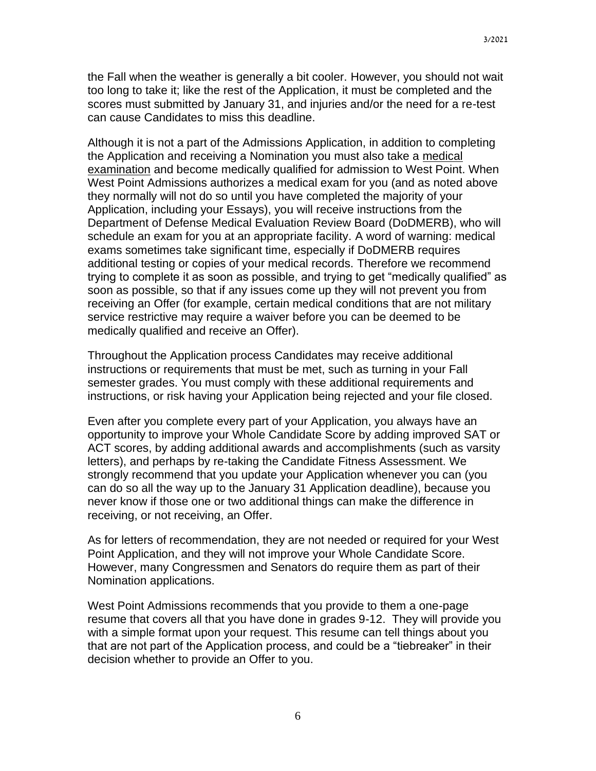the Fall when the weather is generally a bit cooler. However, you should not wait too long to take it; like the rest of the Application, it must be completed and the scores must submitted by January 31, and injuries and/or the need for a re-test can cause Candidates to miss this deadline.

Although it is not a part of the Admissions Application, in addition to completing the Application and receiving a Nomination you must also take a medical examination and become medically qualified for admission to West Point. When West Point Admissions authorizes a medical exam for you (and as noted above they normally will not do so until you have completed the majority of your Application, including your Essays), you will receive instructions from the Department of Defense Medical Evaluation Review Board (DoDMERB), who will schedule an exam for you at an appropriate facility. A word of warning: medical exams sometimes take significant time, especially if DoDMERB requires additional testing or copies of your medical records. Therefore we recommend trying to complete it as soon as possible, and trying to get "medically qualified" as soon as possible, so that if any issues come up they will not prevent you from receiving an Offer (for example, certain medical conditions that are not military service restrictive may require a waiver before you can be deemed to be medically qualified and receive an Offer).

Throughout the Application process Candidates may receive additional instructions or requirements that must be met, such as turning in your Fall semester grades. You must comply with these additional requirements and instructions, or risk having your Application being rejected and your file closed.

Even after you complete every part of your Application, you always have an opportunity to improve your Whole Candidate Score by adding improved SAT or ACT scores, by adding additional awards and accomplishments (such as varsity letters), and perhaps by re-taking the Candidate Fitness Assessment. We strongly recommend that you update your Application whenever you can (you can do so all the way up to the January 31 Application deadline), because you never know if those one or two additional things can make the difference in receiving, or not receiving, an Offer.

As for letters of recommendation, they are not needed or required for your West Point Application, and they will not improve your Whole Candidate Score. However, many Congressmen and Senators do require them as part of their Nomination applications.

West Point Admissions recommends that you provide to them a one-page resume that covers all that you have done in grades 9-12. They will provide you with a simple format upon your request. This resume can tell things about you that are not part of the Application process, and could be a "tiebreaker" in their decision whether to provide an Offer to you.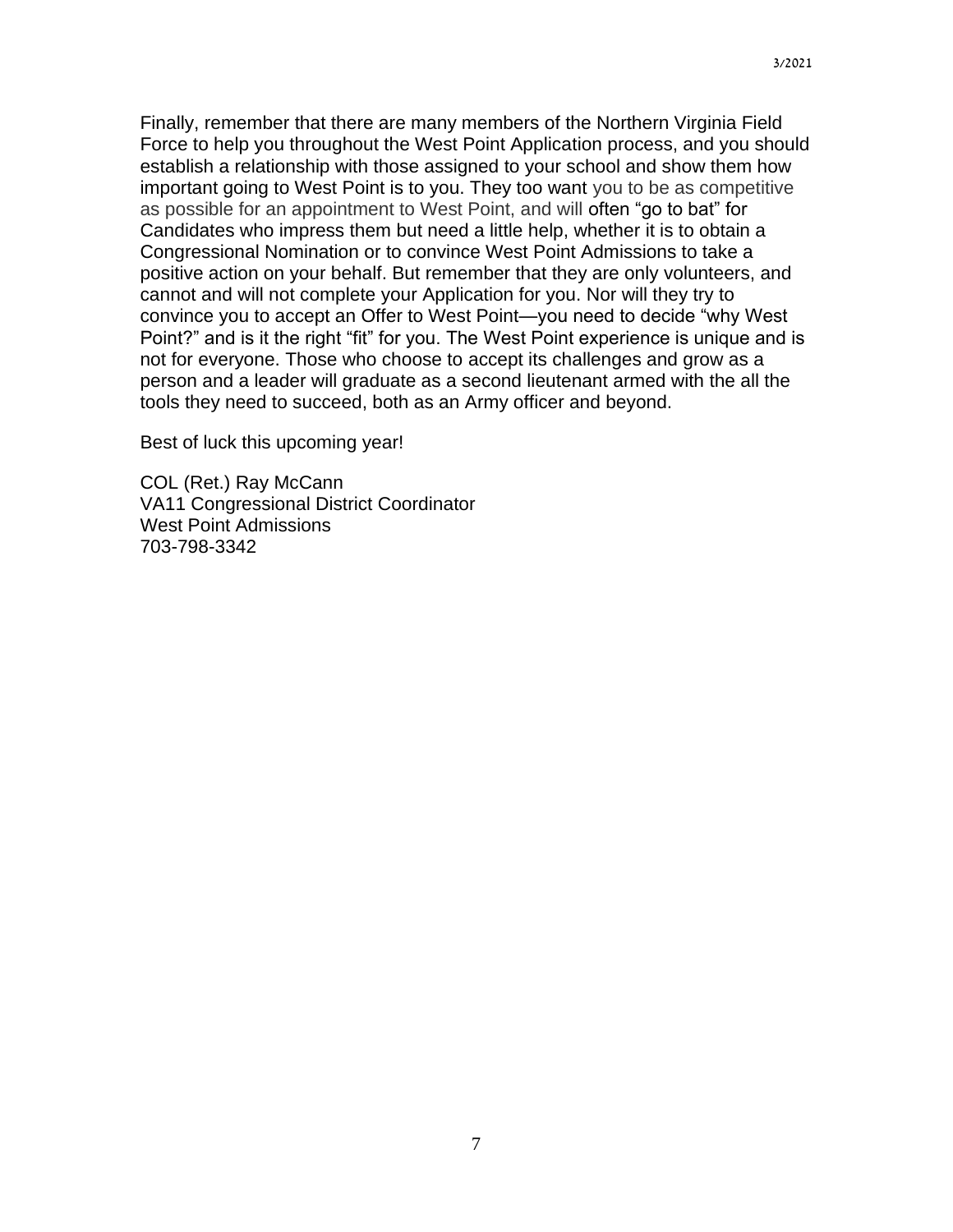Finally, remember that there are many members of the Northern Virginia Field Force to help you throughout the West Point Application process, and you should establish a relationship with those assigned to your school and show them how important going to West Point is to you. They too want you to be as competitive as possible for an appointment to West Point, and will often "go to bat" for Candidates who impress them but need a little help, whether it is to obtain a Congressional Nomination or to convince West Point Admissions to take a positive action on your behalf. But remember that they are only volunteers, and cannot and will not complete your Application for you. Nor will they try to convince you to accept an Offer to West Point—you need to decide "why West Point?" and is it the right "fit" for you. The West Point experience is unique and is not for everyone. Those who choose to accept its challenges and grow as a person and a leader will graduate as a second lieutenant armed with the all the tools they need to succeed, both as an Army officer and beyond.

Best of luck this upcoming year!

COL (Ret.) Ray McCann  
VA11 Congressional District Coordinator  
West Point Admissions  
703-798-3342